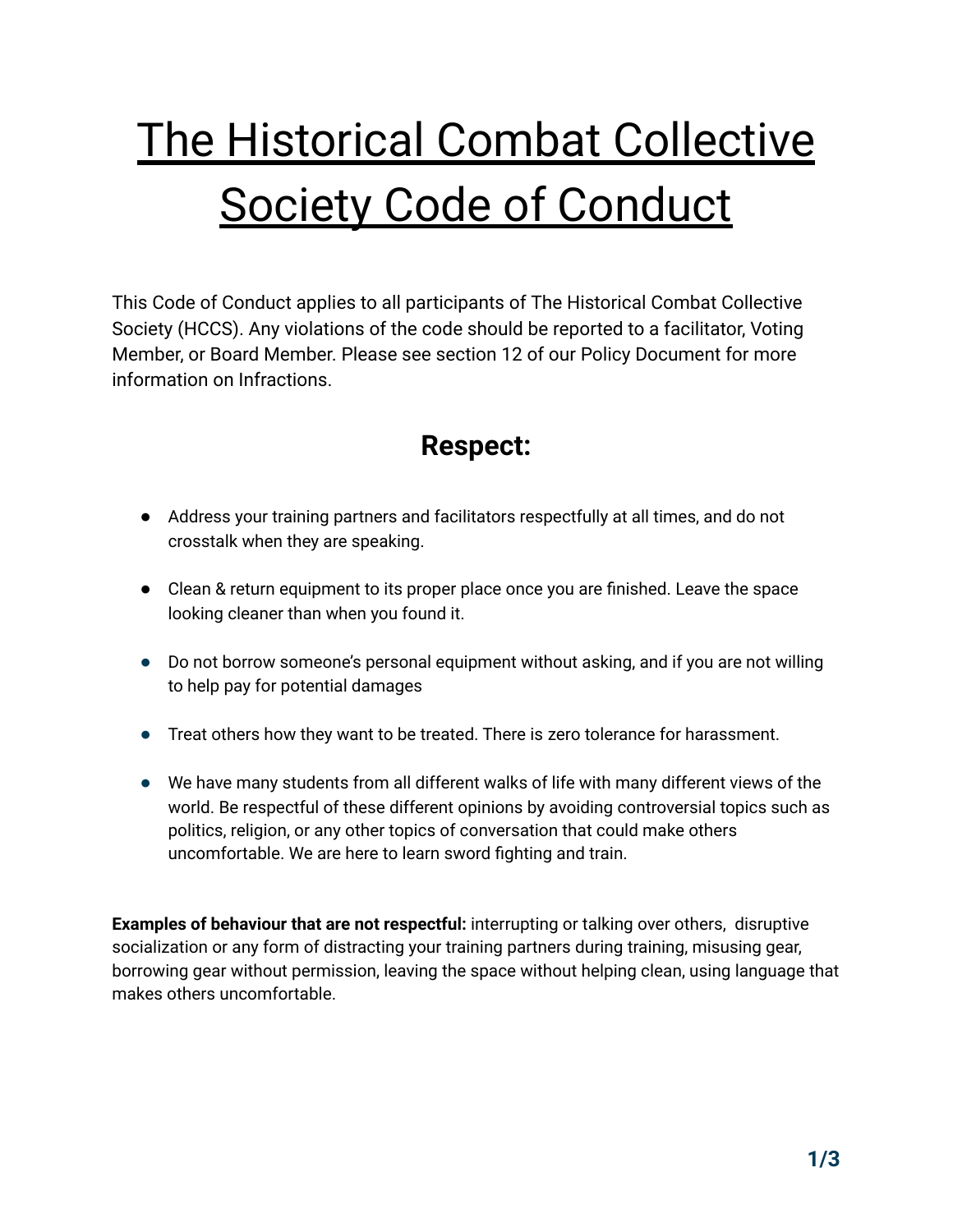# The Historical Combat Collective Society Code of Conduct

This Code of Conduct applies to all participants of The Historical Combat Collective Society (HCCS). Any violations of the code should be reported to a facilitator, Voting Member, or Board Member. Please see section 12 of our Policy Document for more information on Infractions.

## Respect:

- Address your training partners and facilitators respectfully at all times, and do not crosstalk when they are speaking.
- Clean & return equipment to its proper place once you are finished. Leave the space looking cleaner than when you found it.
- Do not borrow someone's personal equipment without asking, and if you are not willing to help pay for potential damages
- Treat others how they want to be treated. There is zero tolerance for harassment.
- We have many students from all different walks of life with many different views of the world. Be respectful of these different opinions by avoiding controversial topics such as politics, religion, or any other topics of conversation that could make others uncomfortable. We are here to learn sword fighting and train.

**Examples of behaviour that are not respectful:** interrupting or talking over others, disruptive socialization or any form of distracting your training partners during training, misusing gear, borrowing gear without permission, leaving the space without helping clean, using language that makes others uncomfortable.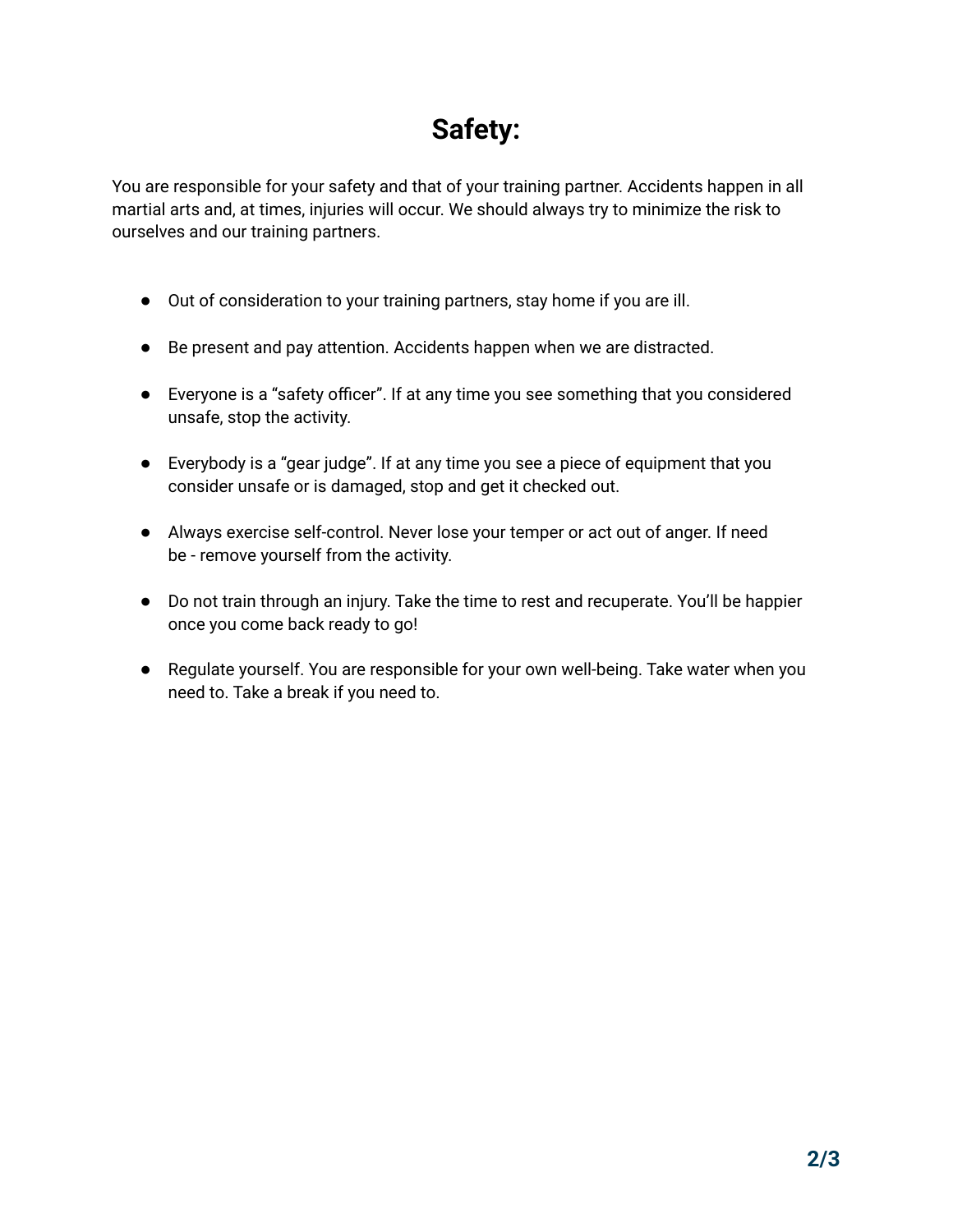# Safety:

You are responsible for your safety and that of your training partner. Accidents happen in all martial arts and, at times, injuries will occur. We should always try to minimize the risk to ourselves and our training partners.

- Out of consideration to your training partners, stay home if you are ill.
- Be present and pay attention. Accidents happen when we are distracted.
- Everyone is a “safety officer”. If at any time you see something that you considered unsafe, stop the activity.
- Everybody is a “gear judge”. If at any time you see a piece of equipment that you consider unsafe or is damaged, stop and get it checked out.
- Always exercise self-control. Never lose your temper or act out of anger. If need be - remove yourself from the activity.
- Do not train through an injury. Take the time to rest and recuperate. You’ll be happier once you come back ready to go!
- Regulate yourself. You are responsible for your own well-being. Take water when you need to. Take a break if you need to.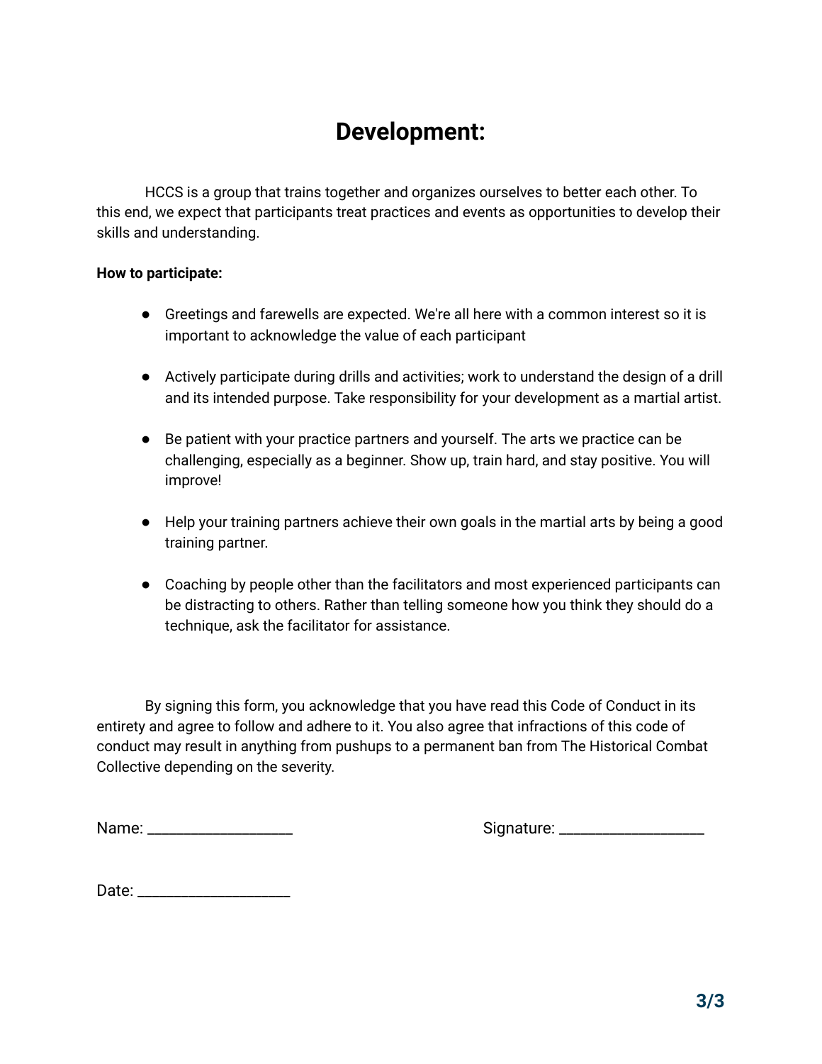# Development:

HCCS is a group that trains together and organizes ourselves to better each other. To this end, we expect that participants treat practices and events as opportunities to develop their skills and understanding.

**How to participate:**

- Greetings and farewells are expected. We're all here with a common interest so it is important to acknowledge the value of each participant
- Actively participate during drills and activities; work to understand the design of a drill and its intended purpose. Take responsibility for your development as a martial artist.
- Be patient with your practice partners and yourself. The arts we practice can be challenging, especially as a beginner. Show up, train hard, and stay positive. You will improve!
- Help your training partners achieve their own goals in the martial arts by being a good training partner.
- Coaching by people other than the facilitators and most experienced participants can be distracting to others. Rather than telling someone how you think they should do a technique, ask the facilitator for assistance.

By signing this form, you acknowledge that you have read this Code of Conduct in its entirety and agree to follow and adhere to it. You also agree that infractions of this code of conduct may result in anything from pushups to a permanent ban from The Historical Combat Collective depending on the severity.

Name: ___________________

Signature: ___________________

Date: ____________________